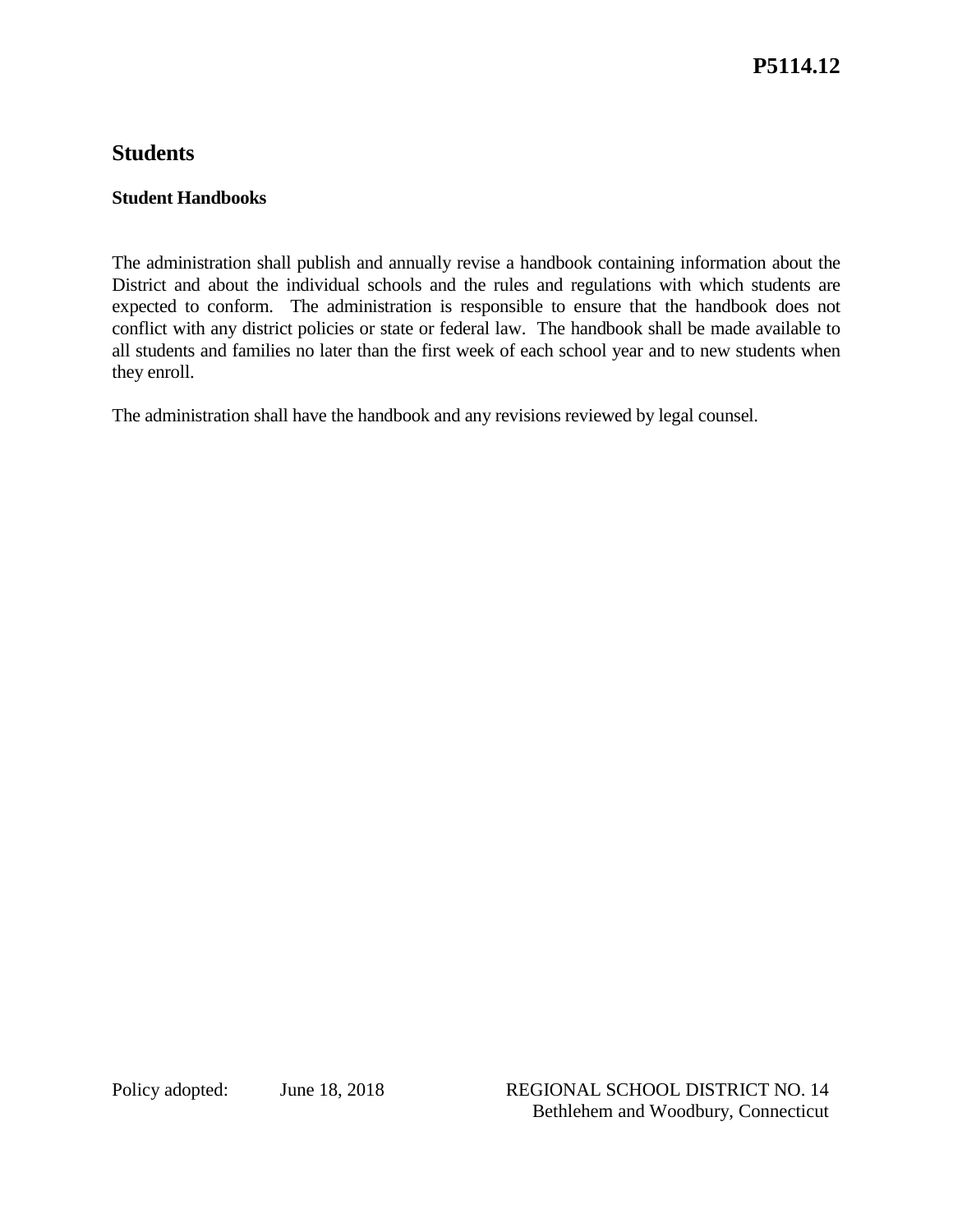**P5114.12**

# Students

## Student Handbooks

The administration shall publish and annually revise a handbook containing information about the District and about the individual schools and the rules and regulations with which students are expected to conform. The administration is responsible to ensure that the handbook does not conflict with any district policies or state or federal law. The handbook shall be made available to all students and families no later than the first week of each school year and to new students when they enroll.

The administration shall have the handbook and any revisions reviewed by legal counsel.

Policy adopted: June 18, 2018

REGIONAL SCHOOL DISTRICT NO. 14
Bethlehem and Woodbury, Connecticut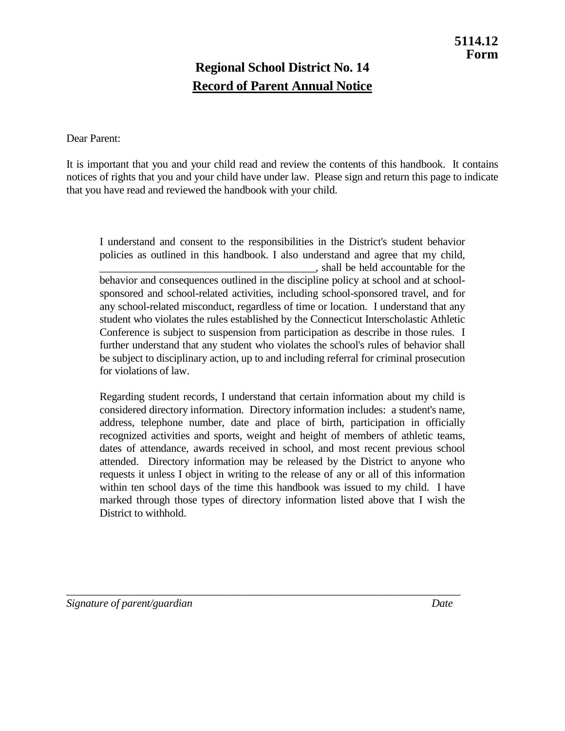**5114.12**
**Form**

# Regional School District No. 14

## <u>Record of Parent Annual Notice</u>

Dear Parent:

It is important that you and your child read and review the contents of this handbook. It contains notices of rights that you and your child have under law. Please sign and return this page to indicate that you have read and reviewed the handbook with your child.

> I understand and consent to the responsibilities in the District's student behavior policies as outlined in this handbook. I also understand and agree that my child, ______________________________________, shall be held accountable for the behavior and consequences outlined in the discipline policy at school and at school-sponsored and school-related activities, including school-sponsored travel, and for any school-related misconduct, regardless of time or location. I understand that any student who violates the rules established by the Connecticut Interscholastic Athletic Conference is subject to suspension from participation as describe in those rules. I further understand that any student who violates the school's rules of behavior shall be subject to disciplinary action, up to and including referral for criminal prosecution for violations of law.
>
> Regarding student records, I understand that certain information about my child is considered directory information. Directory information includes: a student's name, address, telephone number, date and place of birth, participation in officially recognized activities and sports, weight and height of members of athletic teams, dates of attendance, awards received in school, and most recent previous school attended. Directory information may be released by the District to anyone who requests it unless I object in writing to the release of any or all of this information within ten school days of the time this handbook was issued to my child. I have marked through those types of directory information listed above that I wish the District to withhold.

______________________________________________________________________________

*Signature of parent/guardian* *Date*